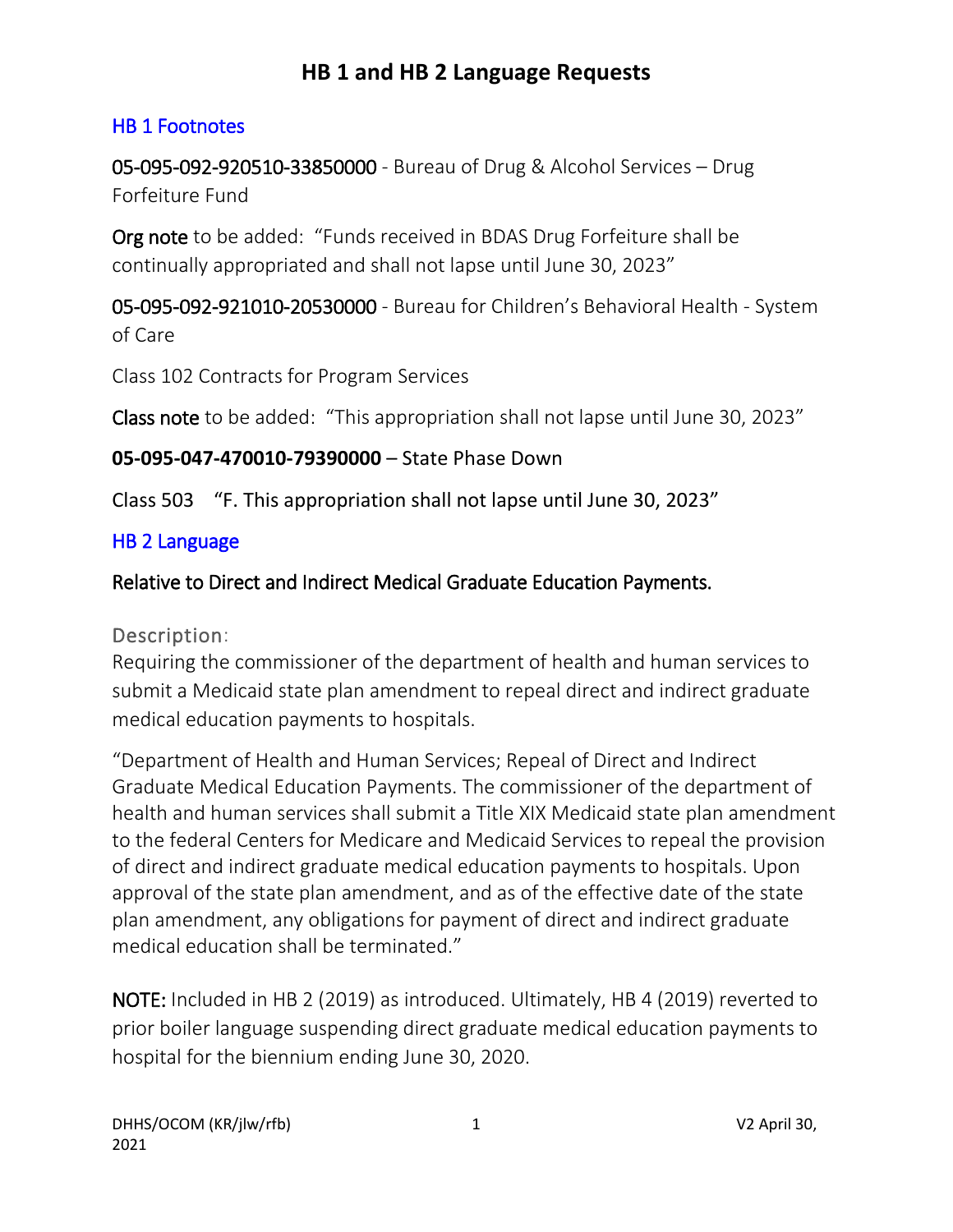# HB 1 and HB 2 Language Requests

## HB 1 Footnotes

**05-095-092-920510-33850000** - Bureau of Drug & Alcohol Services – Drug Forfeiture Fund

**Org note** to be added: "Funds received in BDAS Drug Forfeiture shall be continually appropriated and shall not lapse until June 30, 2023"

**05-095-092-921010-20530000** - Bureau for Children's Behavioral Health - System of Care

Class 102 Contracts for Program Services

**Class note** to be added: "This appropriation shall not lapse until June 30, 2023"

**05-095-047-470010-79390000** – State Phase Down

Class 503 "F. This appropriation shall not lapse until June 30, 2023"

## HB 2 Language

**Relative to Direct and Indirect Medical Graduate Education Payments.**

Description:
Requiring the commissioner of the department of health and human services to submit a Medicaid state plan amendment to repeal direct and indirect graduate medical education payments to hospitals.

"Department of Health and Human Services; Repeal of Direct and Indirect Graduate Medical Education Payments. The commissioner of the department of health and human services shall submit a Title XIX Medicaid state plan amendment to the federal Centers for Medicare and Medicaid Services to repeal the provision of direct and indirect graduate medical education payments to hospitals. Upon approval of the state plan amendment, and as of the effective date of the state plan amendment, any obligations for payment of direct and indirect graduate medical education shall be terminated."

**NOTE:** Included in HB 2 (2019) as introduced. Ultimately, HB 4 (2019) reverted to prior boiler language suspending direct graduate medical education payments to hospital for the biennium ending June 30, 2020.

DHHS/OCOM (KR/jlw/rfb) V2 April 30, 2021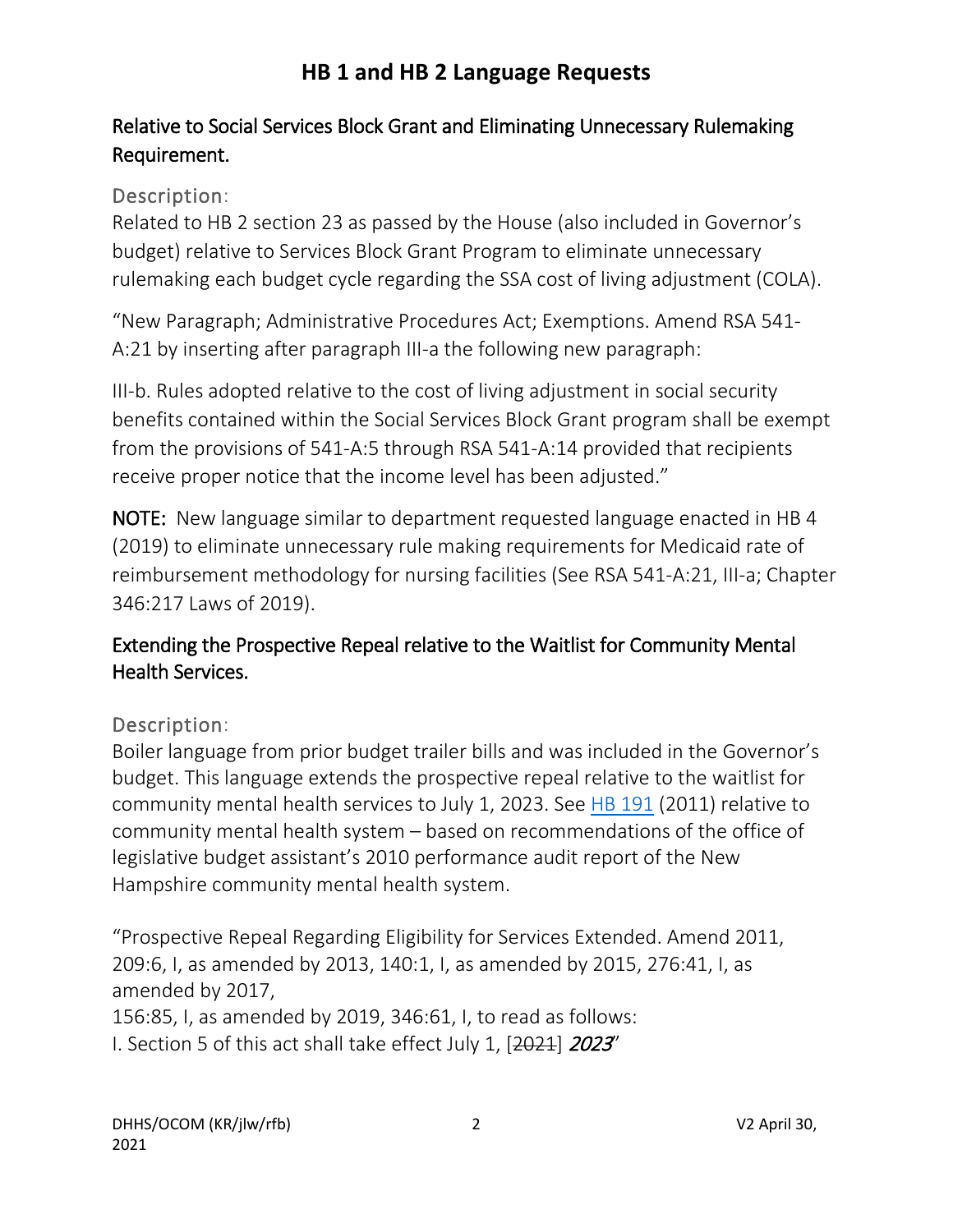# HB 1 and HB 2 Language Requests

## Relative to Social Services Block Grant and Eliminating Unnecessary Rulemaking Requirement.

### Description:

Related to HB 2 section 23 as passed by the House (also included in Governor's budget) relative to Services Block Grant Program to eliminate unnecessary rulemaking each budget cycle regarding the SSA cost of living adjustment (COLA).

"New Paragraph; Administrative Procedures Act; Exemptions. Amend RSA 541-A:21 by inserting after paragraph III-a the following new paragraph:

III-b. Rules adopted relative to the cost of living adjustment in social security benefits contained within the Social Services Block Grant program shall be exempt from the provisions of 541-A:5 through RSA 541-A:14 provided that recipients receive proper notice that the income level has been adjusted."

**NOTE:** New language similar to department requested language enacted in HB 4 (2019) to eliminate unnecessary rule making requirements for Medicaid rate of reimbursement methodology for nursing facilities (See RSA 541-A:21, III-a; Chapter 346:217 Laws of 2019).

## Extending the Prospective Repeal relative to the Waitlist for Community Mental Health Services.

### Description:

Boiler language from prior budget trailer bills and was included in the Governor's budget. This language extends the prospective repeal relative to the waitlist for community mental health services to July 1, 2023. See [HB 191](HB 191) (2011) relative to community mental health system – based on recommendations of the office of legislative budget assistant's 2010 performance audit report of the New Hampshire community mental health system.

"Prospective Repeal Regarding Eligibility for Services Extended. Amend 2011, 209:6, I, as amended by 2013, 140:1, I, as amended by 2015, 276:41, I, as amended by 2017,
156:85, I, as amended by 2019, 346:61, I, to read as follows:
I. Section 5 of this act shall take effect July 1, [~~2021~~] ***2023***"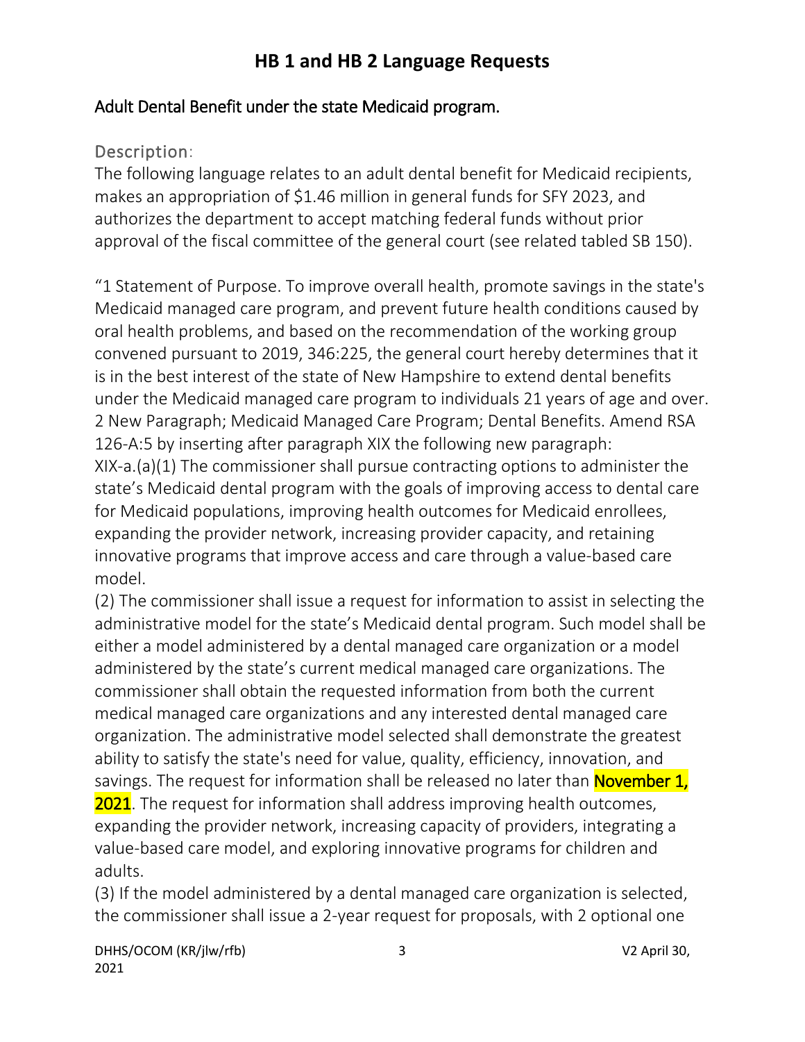# HB 1 and HB 2 Language Requests

## Adult Dental Benefit under the state Medicaid program.

### Description:

The following language relates to an adult dental benefit for Medicaid recipients, makes an appropriation of $1.46 million in general funds for SFY 2023, and authorizes the department to accept matching federal funds without prior approval of the fiscal committee of the general court (see related tabled SB 150).

"1 Statement of Purpose. To improve overall health, promote savings in the state's Medicaid managed care program, and prevent future health conditions caused by oral health problems, and based on the recommendation of the working group convened pursuant to 2019, 346:225, the general court hereby determines that it is in the best interest of the state of New Hampshire to extend dental benefits under the Medicaid managed care program to individuals 21 years of age and over.
2 New Paragraph; Medicaid Managed Care Program; Dental Benefits. Amend RSA 126-A:5 by inserting after paragraph XIX the following new paragraph:
XIX-a.(a)(1) The commissioner shall pursue contracting options to administer the state's Medicaid dental program with the goals of improving access to dental care for Medicaid populations, improving health outcomes for Medicaid enrollees, expanding the provider network, increasing provider capacity, and retaining innovative programs that improve access and care through a value-based care model.
(2) The commissioner shall issue a request for information to assist in selecting the administrative model for the state's Medicaid dental program. Such model shall be either a model administered by a dental managed care organization or a model administered by the state's current medical managed care organizations. The commissioner shall obtain the requested information from both the current medical managed care organizations and any interested dental managed care organization. The administrative model selected shall demonstrate the greatest ability to satisfy the state's need for value, quality, efficiency, innovation, and savings. The request for information shall be released no later than November 1, 2021. The request for information shall address improving health outcomes, expanding the provider network, increasing capacity of providers, integrating a value-based care model, and exploring innovative programs for children and adults.
(3) If the model administered by a dental managed care organization is selected, the commissioner shall issue a 2-year request for proposals, with 2 optional one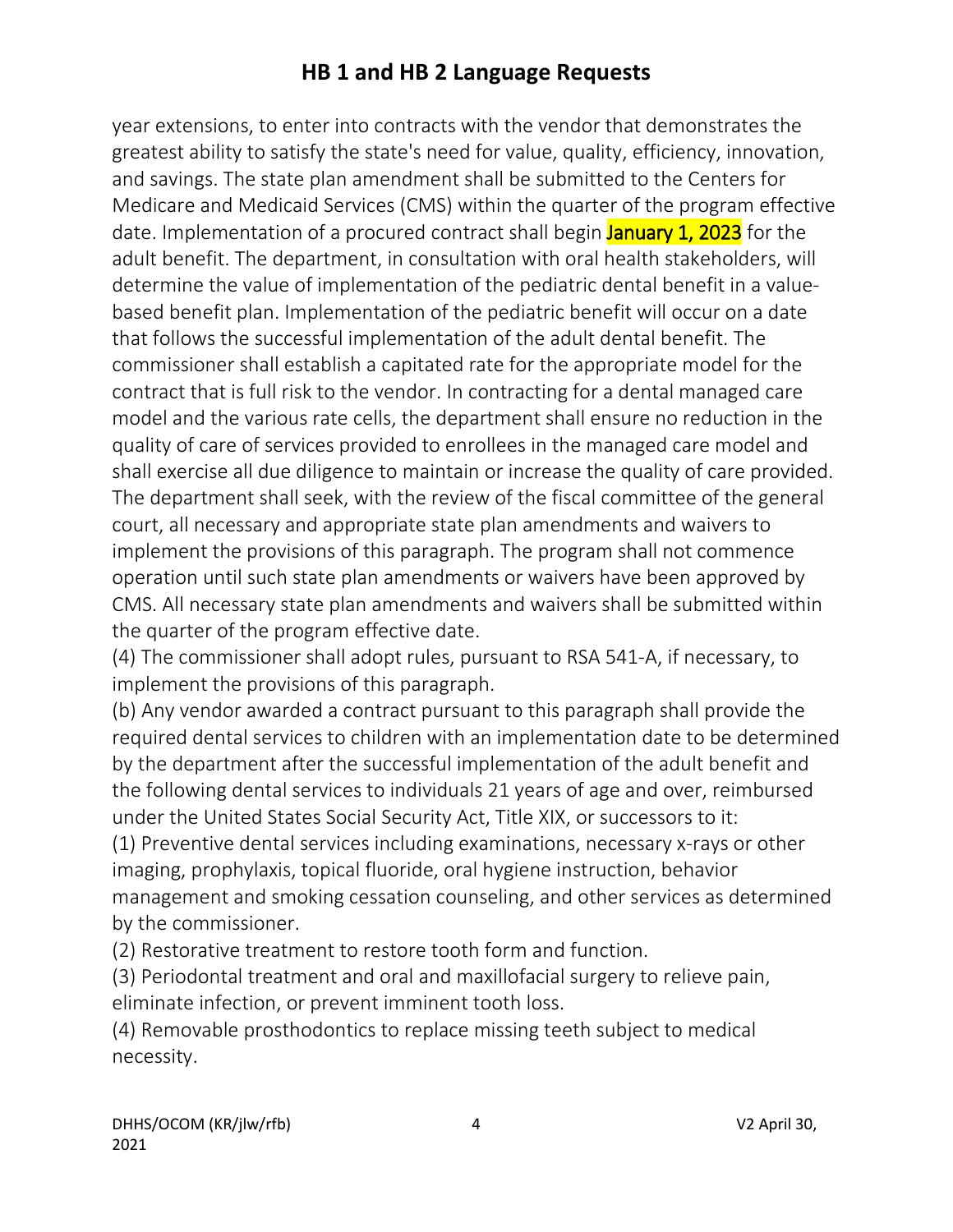year extensions, to enter into contracts with the vendor that demonstrates the greatest ability to satisfy the state's need for value, quality, efficiency, innovation, and savings. The state plan amendment shall be submitted to the Centers for Medicare and Medicaid Services (CMS) within the quarter of the program effective date. Implementation of a procured contract shall begin January 1, 2023 for the adult benefit. The department, in consultation with oral health stakeholders, will determine the value of implementation of the pediatric dental benefit in a value-based benefit plan. Implementation of the pediatric benefit will occur on a date that follows the successful implementation of the adult dental benefit. The commissioner shall establish a capitated rate for the appropriate model for the contract that is full risk to the vendor. In contracting for a dental managed care model and the various rate cells, the department shall ensure no reduction in the quality of care of services provided to enrollees in the managed care model and shall exercise all due diligence to maintain or increase the quality of care provided. The department shall seek, with the review of the fiscal committee of the general court, all necessary and appropriate state plan amendments and waivers to implement the provisions of this paragraph. The program shall not commence operation until such state plan amendments or waivers have been approved by CMS. All necessary state plan amendments and waivers shall be submitted within the quarter of the program effective date.

(4) The commissioner shall adopt rules, pursuant to RSA 541-A, if necessary, to implement the provisions of this paragraph.

(b) Any vendor awarded a contract pursuant to this paragraph shall provide the required dental services to children with an implementation date to be determined by the department after the successful implementation of the adult benefit and the following dental services to individuals 21 years of age and over, reimbursed under the United States Social Security Act, Title XIX, or successors to it:

(1) Preventive dental services including examinations, necessary x-rays or other imaging, prophylaxis, topical fluoride, oral hygiene instruction, behavior management and smoking cessation counseling, and other services as determined by the commissioner.

(2) Restorative treatment to restore tooth form and function.

(3) Periodontal treatment and oral and maxillofacial surgery to relieve pain, eliminate infection, or prevent imminent tooth loss.

(4) Removable prosthodontics to replace missing teeth subject to medical necessity.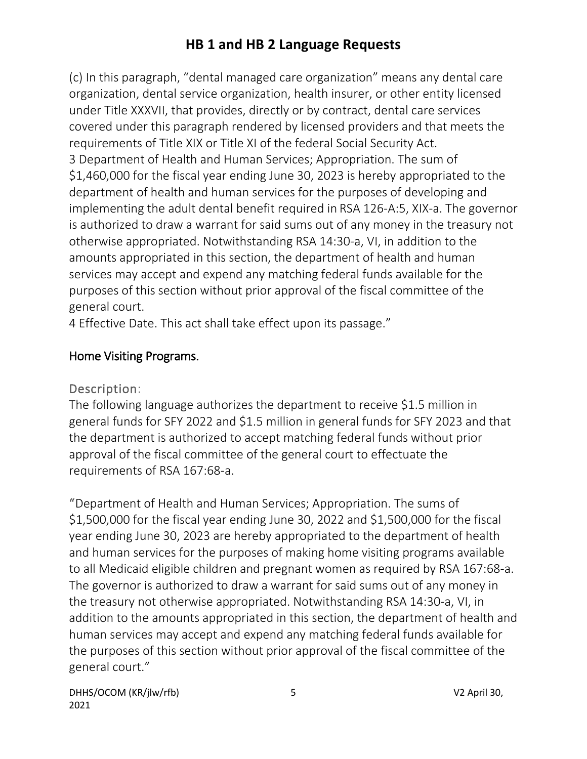(c) In this paragraph, “dental managed care organization” means any dental care organization, dental service organization, health insurer, or other entity licensed under Title XXXVII, that provides, directly or by contract, dental care services covered under this paragraph rendered by licensed providers and that meets the requirements of Title XIX or Title XI of the federal Social Security Act.
3 Department of Health and Human Services; Appropriation. The sum of $1,460,000 for the fiscal year ending June 30, 2023 is hereby appropriated to the department of health and human services for the purposes of developing and implementing the adult dental benefit required in RSA 126-A:5, XIX-a. The governor is authorized to draw a warrant for said sums out of any money in the treasury not otherwise appropriated. Notwithstanding RSA 14:30-a, VI, in addition to the amounts appropriated in this section, the department of health and human services may accept and expend any matching federal funds available for the purposes of this section without prior approval of the fiscal committee of the general court.
4 Effective Date. This act shall take effect upon its passage.”

## Home Visiting Programs.

### Description:

The following language authorizes the department to receive $1.5 million in general funds for SFY 2022 and $1.5 million in general funds for SFY 2023 and that the department is authorized to accept matching federal funds without prior approval of the fiscal committee of the general court to effectuate the requirements of RSA 167:68-a.

“Department of Health and Human Services; Appropriation. The sums of $1,500,000 for the fiscal year ending June 30, 2022 and $1,500,000 for the fiscal year ending June 30, 2023 are hereby appropriated to the department of health and human services for the purposes of making home visiting programs available to all Medicaid eligible children and pregnant women as required by RSA 167:68-a. The governor is authorized to draw a warrant for said sums out of any money in the treasury not otherwise appropriated. Notwithstanding RSA 14:30-a, VI, in addition to the amounts appropriated in this section, the department of health and human services may accept and expend any matching federal funds available for the purposes of this section without prior approval of the fiscal committee of the general court.”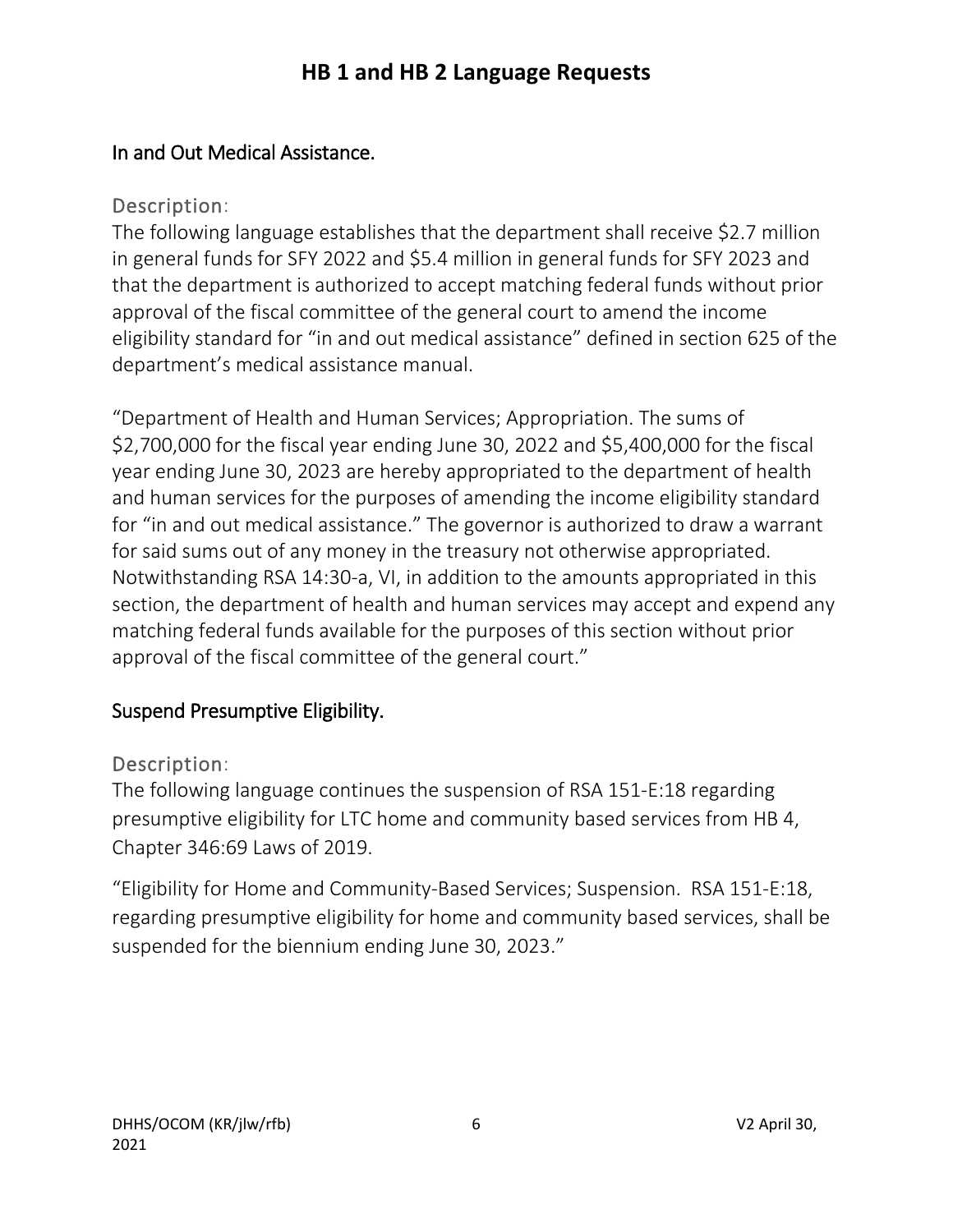# HB 1 and HB 2 Language Requests

## In and Out Medical Assistance.

### Description:

The following language establishes that the department shall receive $2.7 million in general funds for SFY 2022 and $5.4 million in general funds for SFY 2023 and that the department is authorized to accept matching federal funds without prior approval of the fiscal committee of the general court to amend the income eligibility standard for "in and out medical assistance" defined in section 625 of the department's medical assistance manual.

"Department of Health and Human Services; Appropriation. The sums of $2,700,000 for the fiscal year ending June 30, 2022 and $5,400,000 for the fiscal year ending June 30, 2023 are hereby appropriated to the department of health and human services for the purposes of amending the income eligibility standard for "in and out medical assistance." The governor is authorized to draw a warrant for said sums out of any money in the treasury not otherwise appropriated. Notwithstanding RSA 14:30-a, VI, in addition to the amounts appropriated in this section, the department of health and human services may accept and expend any matching federal funds available for the purposes of this section without prior approval of the fiscal committee of the general court."

## Suspend Presumptive Eligibility.

### Description:

The following language continues the suspension of RSA 151-E:18 regarding presumptive eligibility for LTC home and community based services from HB 4, Chapter 346:69 Laws of 2019.

"Eligibility for Home and Community-Based Services; Suspension. RSA 151-E:18, regarding presumptive eligibility for home and community based services, shall be suspended for the biennium ending June 30, 2023."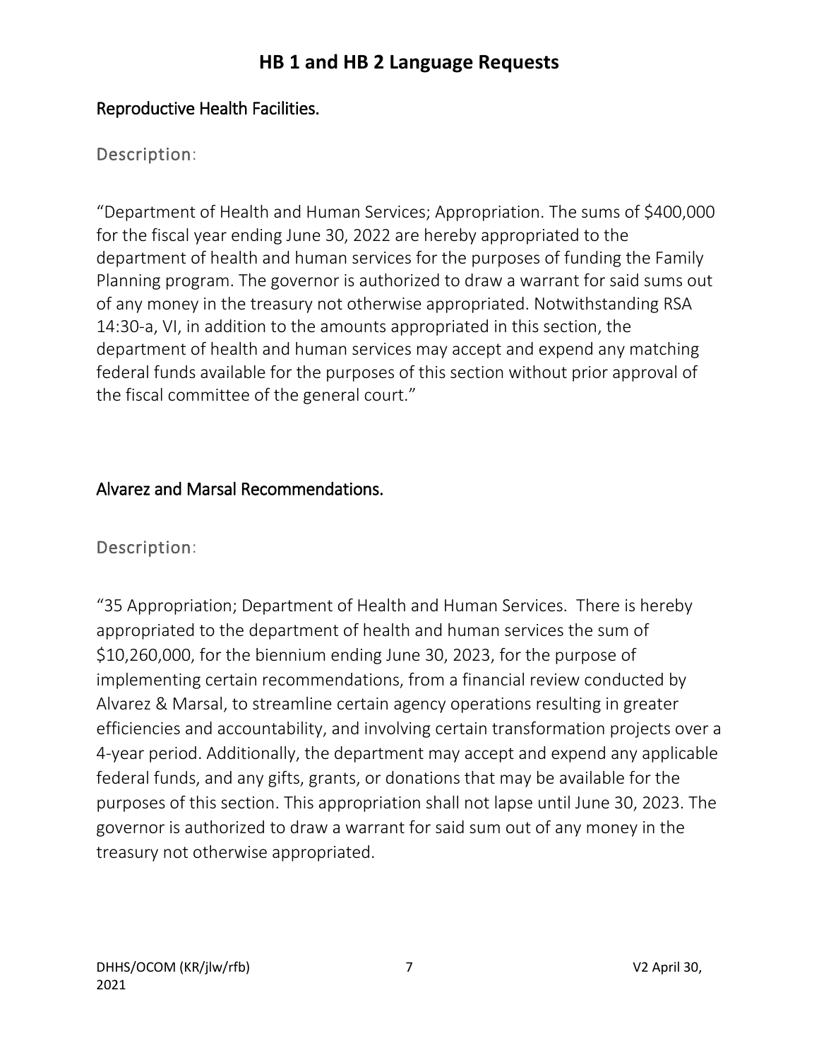# HB 1 and HB 2 Language Requests

## Reproductive Health Facilities.

### Description:

"Department of Health and Human Services; Appropriation. The sums of $400,000 for the fiscal year ending June 30, 2022 are hereby appropriated to the department of health and human services for the purposes of funding the Family Planning program. The governor is authorized to draw a warrant for said sums out of any money in the treasury not otherwise appropriated. Notwithstanding RSA 14:30-a, VI, in addition to the amounts appropriated in this section, the department of health and human services may accept and expend any matching federal funds available for the purposes of this section without prior approval of the fiscal committee of the general court."

## Alvarez and Marsal Recommendations.

### Description:

"35 Appropriation; Department of Health and Human Services. There is hereby appropriated to the department of health and human services the sum of $10,260,000, for the biennium ending June 30, 2023, for the purpose of implementing certain recommendations, from a financial review conducted by Alvarez & Marsal, to streamline certain agency operations resulting in greater efficiencies and accountability, and involving certain transformation projects over a 4-year period. Additionally, the department may accept and expend any applicable federal funds, and any gifts, grants, or donations that may be available for the purposes of this section. This appropriation shall not lapse until June 30, 2023. The governor is authorized to draw a warrant for said sum out of any money in the treasury not otherwise appropriated.